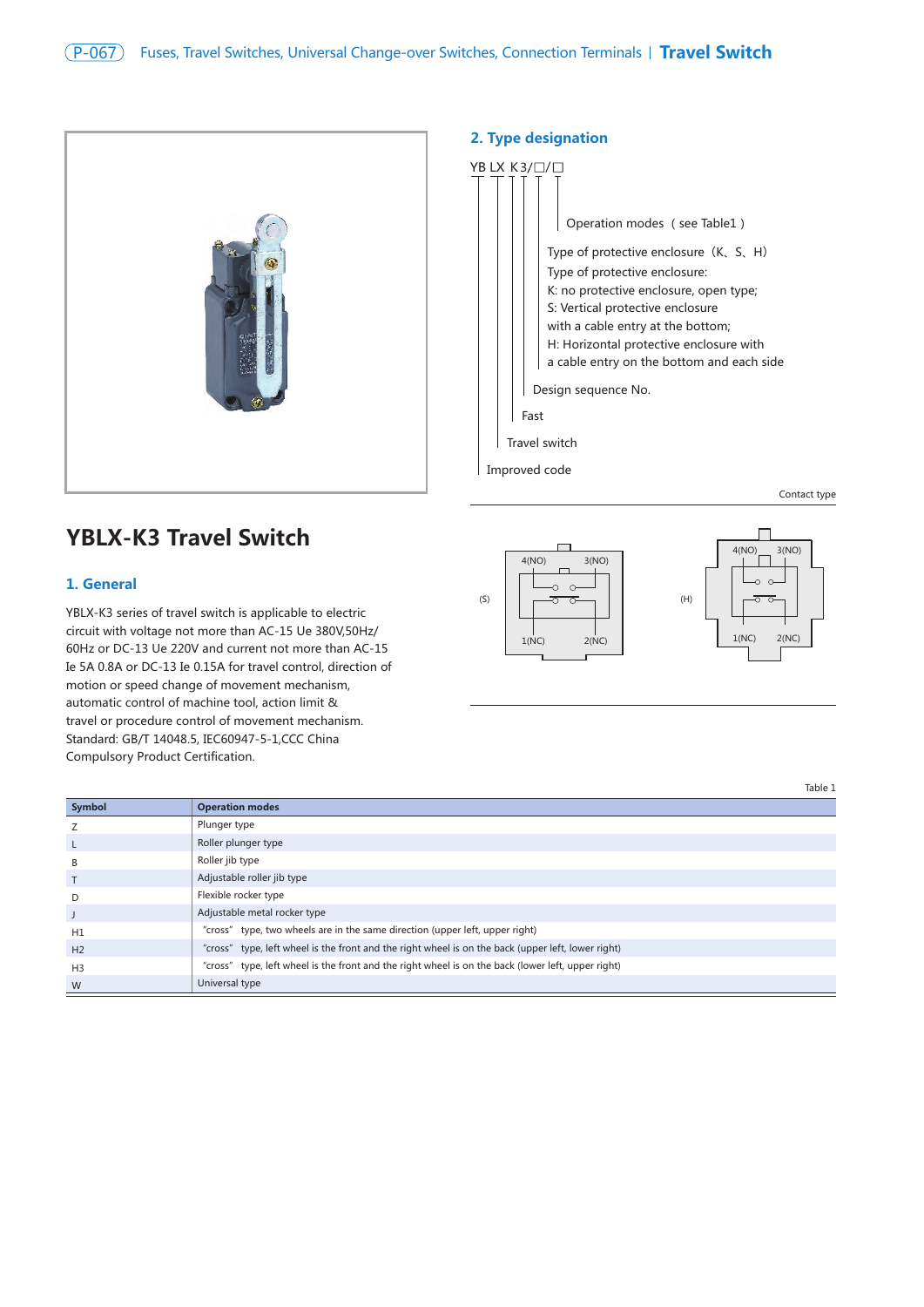# YBLX-K3 Travel Switch

## 1. General

YBLX-K3 series of travel switch is applicable to electric circuit with voltage not more than AC-15 Ue 380V,50Hz/60Hz or DC-13 Ue 220V and current not more than AC-15 Ie 5A 0.8A or DC-13 Ie 0.15A for travel control, direction of motion or speed change of movement mechanism, automatic control of machine tool, action limit & travel or procedure control of movement mechanism. Standard: GB/T 14048.5, IEC60947-5-1,CCC China Compulsory Product Certification.

## 2. Type designation

YB LX K 3/□/□

- YB: Improved code
- LX: Travel switch
- K: Fast
- 3: Design sequence No.
- □: Type of protective enclosure（K、S、H）
  Type of protective enclosure:
  K: no protective enclosure, open type;
  S: Vertical protective enclosure with a cable entry at the bottom;
  H: Horizontal protective enclosure with a cable entry on the bottom and each side
- □: Operation modes（see Table1）

Contact type

(S) 4(NO) 3(NO) 1(NC) 2(NC)

(H) 4(NO) 3(NO) 1(NC) 2(NC)

Table 1

| Symbol | Operation modes |
|---|---|
| Z | Plunger type |
| L | Roller plunger type |
| B | Roller jib type |
| T | Adjustable roller jib type |
| D | Flexible rocker type |
| J | Adjustable metal rocker type |
| H1 | "cross" type, two wheels are in the same direction (upper left, upper right) |
| H2 | "cross" type, left wheel is the front and the right wheel is on the back (upper left, lower right) |
| H3 | "cross" type, left wheel is the front and the right wheel is on the back (lower left, upper right) |
| W | Universal type |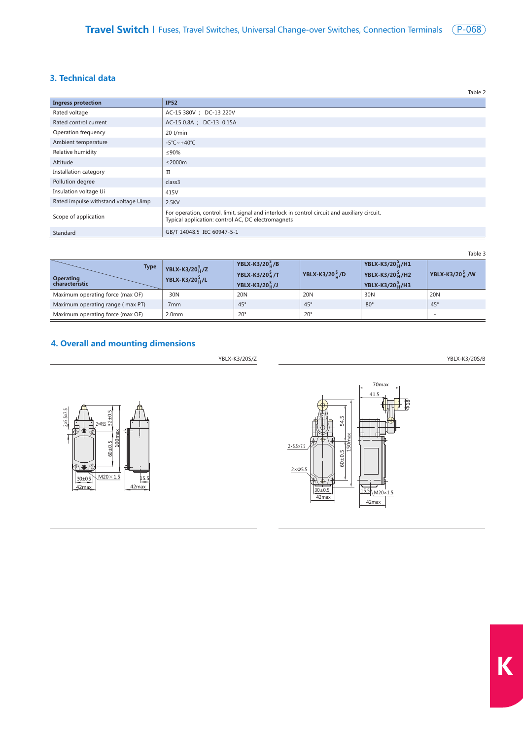## 3. Technical data

Table 2

| Ingress protection | IP52 |
|---|---|
| Rated voltage | AC-15 380V ; DC-13 220V |
| Rated control current | AC-15 0.8A ; DC-13 0.15A |
| Operation frequency | 20 t/min |
| Ambient temperature | -5℃~+40℃ |
| Relative humidity | ≤90% |
| Altitude | ≤2000m |
| Installation category | Ⅱ |
| Pollution degree | class3 |
| Insulation voltage Ui | 415V |
| Rated impulse withstand voltage Uimp | 2.5KV |
| Scope of application | For operation, control, limit, signal and interlock in control circuit and auxiliary circuit. Typical application: control AC, DC electromagnets |
| Standard | GB/T 14048.5 IEC 60947-5-1 |

Table 3

| Operating characteristic \ Type | YBLX-K3/20$^{S}_{H}$/Z YBLX-K3/20$^{S}_{H}$/L | YBLX-K3/20$^{S}_{H}$/B YBLX-K3/20$^{S}_{H}$/T YBLX-K3/20$^{S}_{H}$/J | YBLX-K3/20$^{S}_{H}$/D | YBLX-K3/20$^{S}_{H}$/H1 YBLX-K3/20$^{S}_{H}$/H2 YBLX-K3/20$^{S}_{H}$/H3 | YBLX-K3/20$^{S}_{H}$ /W |
|---|---|---|---|---|---|
| Maximum operating force (max OF) | 30N | 20N | 20N | 30N | 20N |
| Maximum operating range ( max PT) | 7mm | 45° | 45° | 80° | 45° |
| Maximum operating force (max OF) | 2.0mm | 20° | 20° | | - |

## 4. Overall and mounting dimensions

YBLX-K3/20S/Z

YBLX-K3/20S/B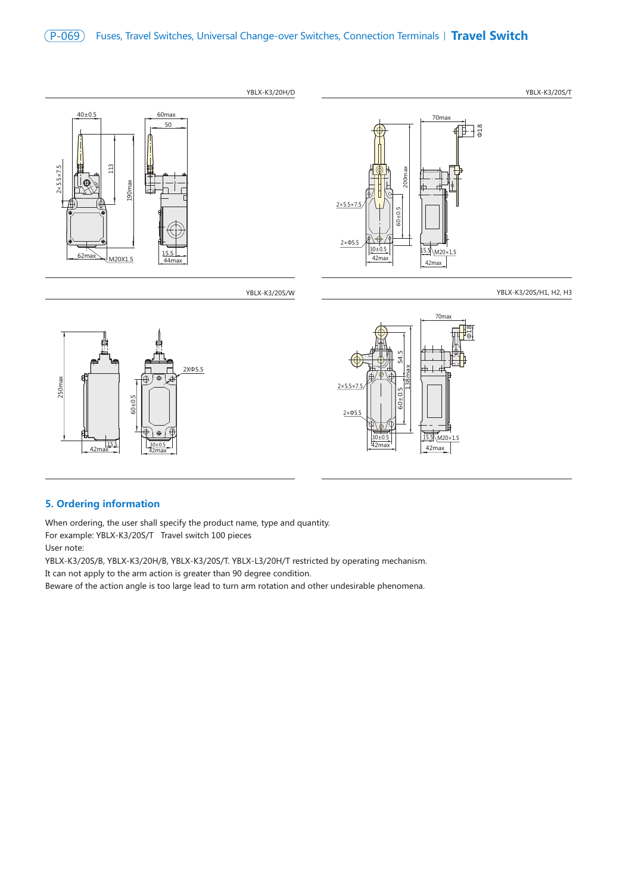YBLX-K3/20H/D

40±0.5
60max
50
2×5.5×7.5
113
190max
62max
M20X1.5
15.5
44max

YBLX-K3/20S/T

70max
Φ18
200max
2×5.5×7.5
60±0.5
2×Φ5.5
30±0.5
42max
15.5
M20×1.5
42max

YBLX-K3/20S/W

250max
2XΦ5.5
60±0.5
42max
15.5
30±0.5
42max

YBLX-K3/20S/H1, H2, H3

70max
Φ18
54.5
138max
2×5.5×7.5
60±0.5
2×Φ5.5
30±0.5
42max
15.5
M20×1.5
42max

## 5. Ordering information

When ordering, the user shall specify the product name, type and quantity.

For example: YBLX-K3/20S/T   Travel switch 100 pieces

User note:

YBLX-K3/20S/B, YBLX-K3/20H/B, YBLX-K3/20S/T. YBLX-L3/20H/T restricted by operating mechanism.

It can not apply to the arm action is greater than 90 degree condition.

Beware of the action angle is too large lead to turn arm rotation and other undesirable phenomena.